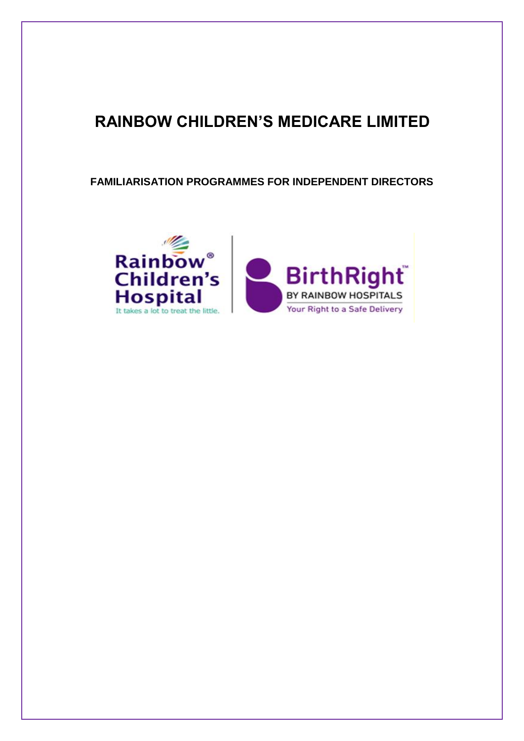# RAINBOW CHILDREN'S MEDICARE LIMITED

## FAMILIARISATION PROGRAMMES FOR INDEPENDENT DIRECTORS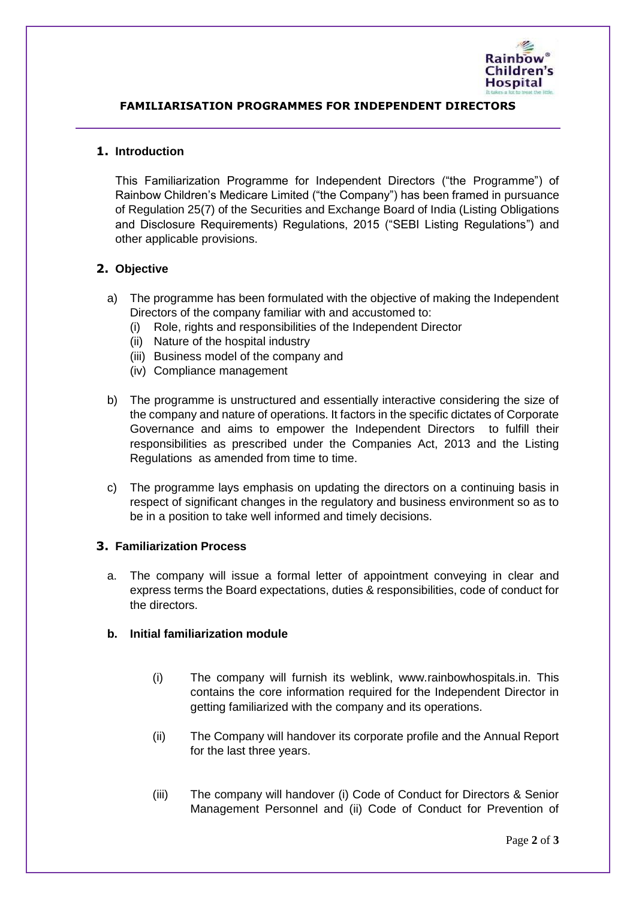**FAMILIARISATION PROGRAMMES FOR INDEPENDENT DIRECTORS**

## 1. Introduction

This Familiarization Programme for Independent Directors ("the Programme") of Rainbow Children's Medicare Limited ("the Company") has been framed in pursuance of Regulation 25(7) of the Securities and Exchange Board of India (Listing Obligations and Disclosure Requirements) Regulations, 2015 ("SEBI Listing Regulations") and other applicable provisions.

## 2. Objective

a) The programme has been formulated with the objective of making the Independent Directors of the company familiar with and accustomed to:
   (i) Role, rights and responsibilities of the Independent Director
   (ii) Nature of the hospital industry
   (iii) Business model of the company and
   (iv) Compliance management

b) The programme is unstructured and essentially interactive considering the size of the company and nature of operations. It factors in the specific dictates of Corporate Governance and aims to empower the Independent Directors to fulfill their responsibilities as prescribed under the Companies Act, 2013 and the Listing Regulations as amended from time to time.

c) The programme lays emphasis on updating the directors on a continuing basis in respect of significant changes in the regulatory and business environment so as to be in a position to take well informed and timely decisions.

## 3. Familiarization Process

a. The company will issue a formal letter of appointment conveying in clear and express terms the Board expectations, duties & responsibilities, code of conduct for the directors.

**b. Initial familiarization module**

(i) The company will furnish its weblink, www.rainbowhospitals.in. This contains the core information required for the Independent Director in getting familiarized with the company and its operations.

(ii) The Company will handover its corporate profile and the Annual Report for the last three years.

(iii) The company will handover (i) Code of Conduct for Directors & Senior Management Personnel and (ii) Code of Conduct for Prevention of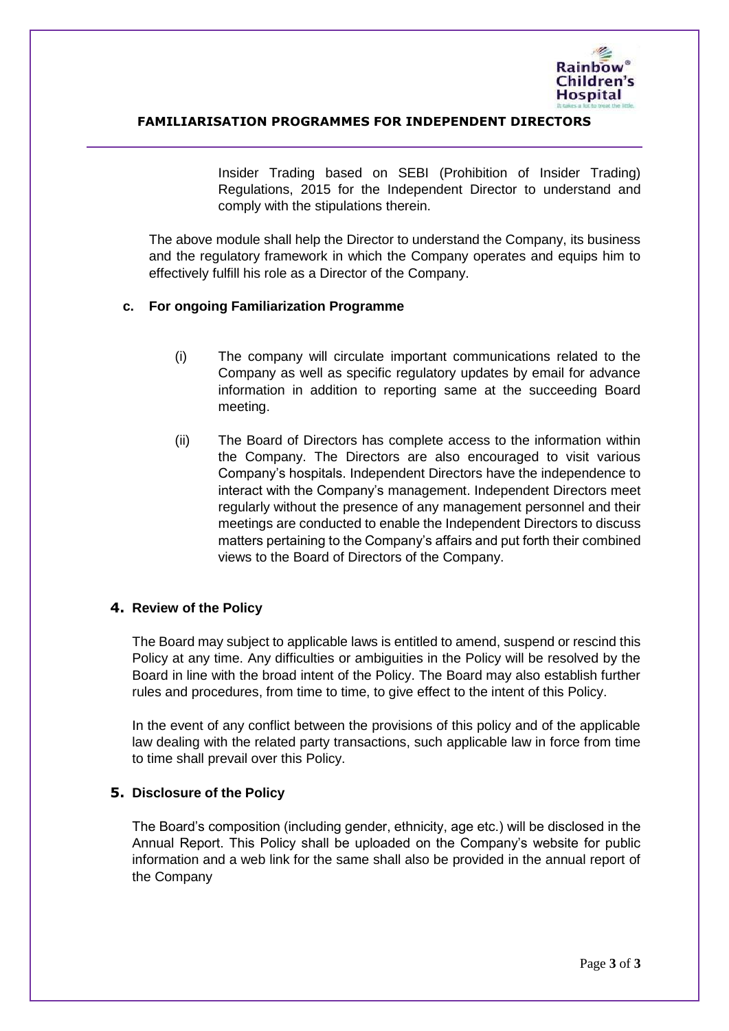Insider Trading based on SEBI (Prohibition of Insider Trading) Regulations, 2015 for the Independent Director to understand and comply with the stipulations therein.

The above module shall help the Director to understand the Company, its business and the regulatory framework in which the Company operates and equips him to effectively fulfill his role as a Director of the Company.

**c. For ongoing Familiarization Programme**

(i) The company will circulate important communications related to the Company as well as specific regulatory updates by email for advance information in addition to reporting same at the succeeding Board meeting.

(ii) The Board of Directors has complete access to the information within the Company. The Directors are also encouraged to visit various Company's hospitals. Independent Directors have the independence to interact with the Company's management. Independent Directors meet regularly without the presence of any management personnel and their meetings are conducted to enable the Independent Directors to discuss matters pertaining to the Company's affairs and put forth their combined views to the Board of Directors of the Company.

## 4. Review of the Policy

The Board may subject to applicable laws is entitled to amend, suspend or rescind this Policy at any time. Any difficulties or ambiguities in the Policy will be resolved by the Board in line with the broad intent of the Policy. The Board may also establish further rules and procedures, from time to time, to give effect to the intent of this Policy.

In the event of any conflict between the provisions of this policy and of the applicable law dealing with the related party transactions, such applicable law in force from time to time shall prevail over this Policy.

## 5. Disclosure of the Policy

The Board's composition (including gender, ethnicity, age etc.) will be disclosed in the Annual Report. This Policy shall be uploaded on the Company's website for public information and a web link for the same shall also be provided in the annual report of the Company